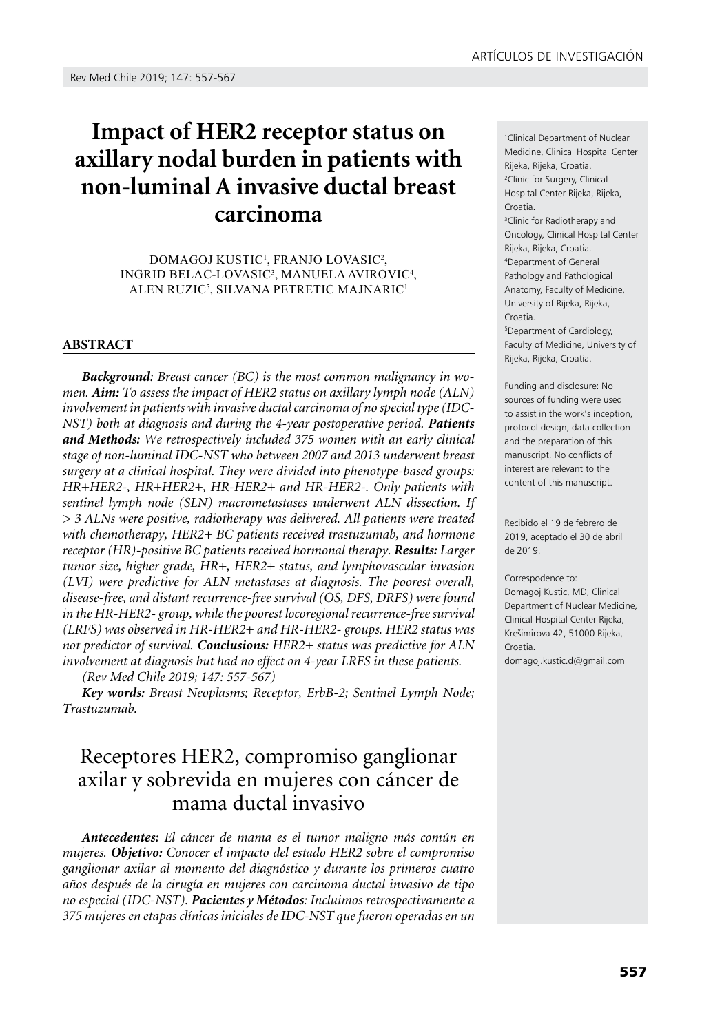# Impact of HER2 receptor status on axillary nodal burden in patients with non-luminal A invasive ductal breast carcinoma

DOMAGOJ KUSTIC[1], FRANJO LOVASIC[2], INGRID BELAC-LOVASIC[3], MANUELA AVIROVIC[4], ALEN RUZIC[5], SILVANA PETRETIC MAJNARIC[1]

[1]Clinical Department of Nuclear Medicine, Clinical Hospital Center Rijeka, Rijeka, Croatia.
[2]Clinic for Surgery, Clinical Hospital Center Rijeka, Rijeka, Croatia.
[3]Clinic for Radiotherapy and Oncology, Clinical Hospital Center Rijeka, Rijeka, Croatia.
[4]Department of General Pathology and Pathological Anatomy, Faculty of Medicine, University of Rijeka, Rijeka, Croatia.
[5]Department of Cardiology, Faculty of Medicine, University of Rijeka, Rijeka, Croatia.

Funding and disclosure: No sources of funding were used to assist in the work's inception, protocol design, data collection and the preparation of this manuscript. No conflicts of interest are relevant to the content of this manuscript.

Recibido el 19 de febrero de 2019, aceptado el 30 de abril de 2019.

Correspodence to:
Domagoj Kustic, MD, Clinical Department of Nuclear Medicine, Clinical Hospital Center Rijeka, Krešimirova 42, 51000 Rijeka, Croatia.
domagoj.kustic.d@gmail.com

## ABSTRACT

***Background**: Breast cancer (BC) is the most common malignancy in women. **Aim:** To assess the impact of HER2 status on axillary lymph node (ALN) involvement in patients with invasive ductal carcinoma of no special type (IDC-NST) both at diagnosis and during the 4-year postoperative period. **Patients and Methods:** We retrospectively included 375 women with an early clinical stage of non-luminal IDC-NST who between 2007 and 2013 underwent breast surgery at a clinical hospital. They were divided into phenotype-based groups: HR+HER2-, HR+HER2+, HR-HER2+ and HR-HER2-. Only patients with sentinel lymph node (SLN) macrometastases underwent ALN dissection. If > 3 ALNs were positive, radiotherapy was delivered. All patients were treated with chemotherapy, HER2+ BC patients received trastuzumab, and hormone receptor (HR)-positive BC patients received hormonal therapy. **Results:** Larger tumor size, higher grade, HR+, HER2+ status, and lymphovascular invasion (LVI) were predictive for ALN metastases at diagnosis. The poorest overall, disease-free, and distant recurrence-free survival (OS, DFS, DRFS) were found in the HR-HER2- group, while the poorest locoregional recurrence-free survival (LRFS) was observed in HR-HER2+ and HR-HER2- groups. HER2 status was not predictor of survival. **Conclusions:** HER2+ status was predictive for ALN involvement at diagnosis but had no effect on 4-year LRFS in these patients.*

*(Rev Med Chile 2019; 147: 557-567)*

***Key words:** Breast Neoplasms; Receptor, ErbB-2; Sentinel Lymph Node; Trastuzumab.*

# Receptores HER2, compromiso ganglionar axilar y sobrevida en mujeres con cáncer de mama ductal invasivo

***Antecedentes:** El cáncer de mama es el tumor maligno más común en mujeres. **Objetivo:** Conocer el impacto del estado HER2 sobre el compromiso ganglionar axilar al momento del diagnóstico y durante los primeros cuatro años después de la cirugía en mujeres con carcinoma ductal invasivo de tipo no especial (IDC-NST). **Pacientes y Métodos**: Incluimos retrospectivamente a 375 mujeres en etapas clínicas iniciales de IDC-NST que fueron operadas en un*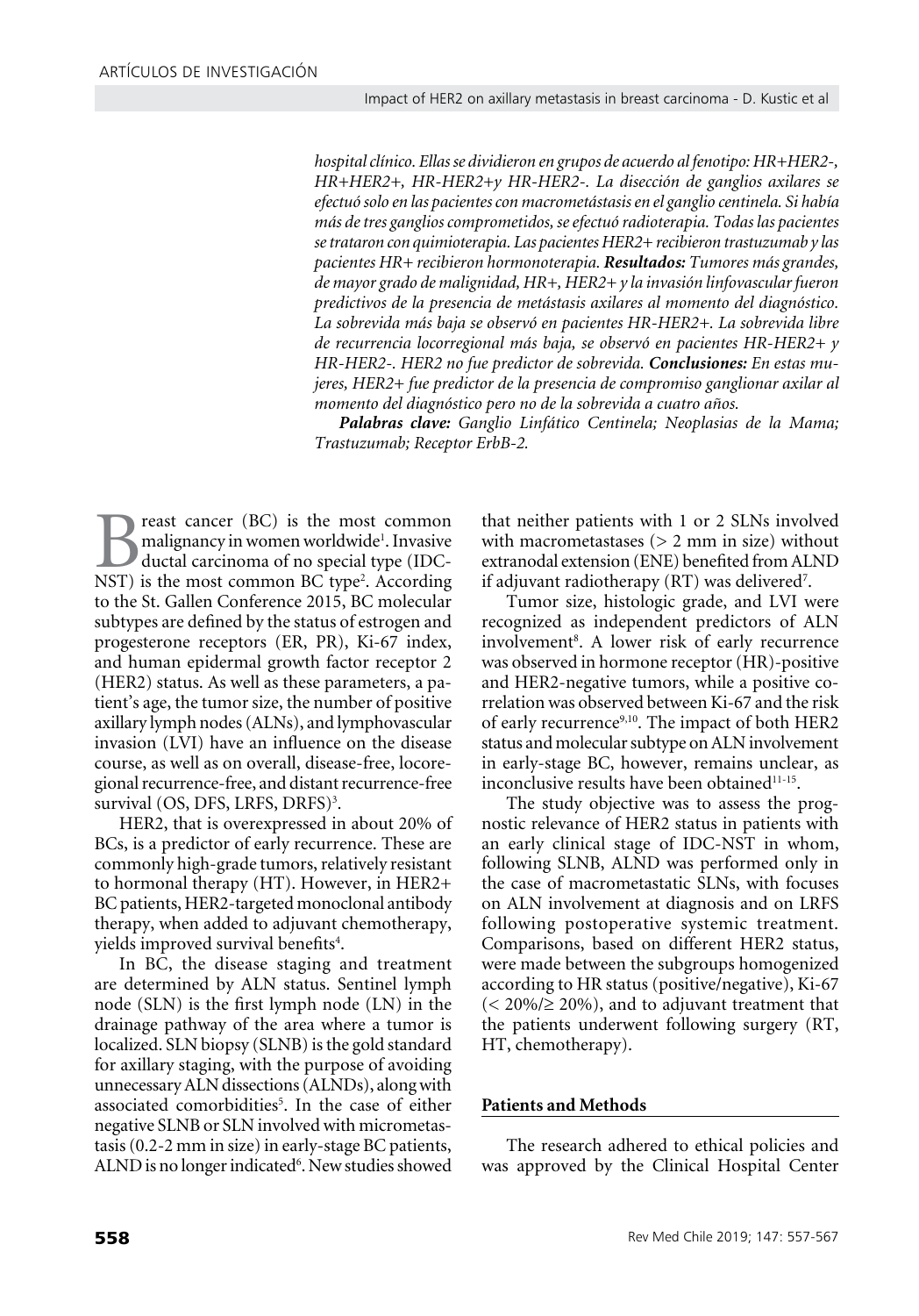*hospital clínico. Ellas se dividieron en grupos de acuerdo al fenotipo: HR+HER2-, HR+HER2+, HR-HER2+y HR-HER2-. La disección de ganglios axilares se efectuó solo en las pacientes con macrometástasis en el ganglio centinela. Si había más de tres ganglios comprometidos, se efectuó radioterapia. Todas las pacientes se trataron con quimioterapia. Las pacientes HER2+ recibieron trastuzumab y las pacientes HR+ recibieron hormonoterapia.* ***Resultados:*** *Tumores más grandes, de mayor grado de malignidad, HR+, HER2+ y la invasión linfovascular fueron predictivos de la presencia de metástasis axilares al momento del diagnóstico. La sobrevida más baja se observó en pacientes HR-HER2+. La sobrevida libre de recurrencia locorregional más baja, se observó en pacientes HR-HER2+ y HR-HER2-. HER2 no fue predictor de sobrevida.* ***Conclusiones:*** *En estas mujeres, HER2+ fue predictor de la presencia de compromiso ganglionar axilar al momento del diagnóstico pero no de la sobrevida a cuatro años.*

***Palabras clave:*** *Ganglio Linfático Centinela; Neoplasias de la Mama; Trastuzumab; Receptor ErbB-2.*

Breast cancer (BC) is the most common malignancy in women worldwide[1]. Invasive ductal carcinoma of no special type (IDC-NST) is the most common BC type[2]. According to the St. Gallen Conference 2015, BC molecular subtypes are defined by the status of estrogen and progesterone receptors (ER, PR), Ki-67 index, and human epidermal growth factor receptor 2 (HER2) status. As well as these parameters, a patient's age, the tumor size, the number of positive axillary lymph nodes (ALNs), and lymphovascular invasion (LVI) have an influence on the disease course, as well as on overall, disease-free, locoregional recurrence-free, and distant recurrence-free survival (OS, DFS, LRFS, DRFS)[3].

HER2, that is overexpressed in about 20% of BCs, is a predictor of early recurrence. These are commonly high-grade tumors, relatively resistant to hormonal therapy (HT). However, in HER2+ BC patients, HER2-targeted monoclonal antibody therapy, when added to adjuvant chemotherapy, yields improved survival benefits[4].

In BC, the disease staging and treatment are determined by ALN status. Sentinel lymph node (SLN) is the first lymph node (LN) in the drainage pathway of the area where a tumor is localized. SLN biopsy (SLNB) is the gold standard for axillary staging, with the purpose of avoiding unnecessary ALN dissections (ALNDs), along with associated comorbidities[5]. In the case of either negative SLNB or SLN involved with micrometastasis (0.2-2 mm in size) in early-stage BC patients, ALND is no longer indicated[6]. New studies showed that neither patients with 1 or 2 SLNs involved with macrometastases (> 2 mm in size) without extranodal extension (ENE) benefited from ALND if adjuvant radiotherapy (RT) was delivered[7].

Tumor size, histologic grade, and LVI were recognized as independent predictors of ALN involvement[8]. A lower risk of early recurrence was observed in hormone receptor (HR)-positive and HER2-negative tumors, while a positive correlation was observed between Ki-67 and the risk of early recurrence[9,10]. The impact of both HER2 status and molecular subtype on ALN involvement in early-stage BC, however, remains unclear, as inconclusive results have been obtained[11-15].

The study objective was to assess the prognostic relevance of HER2 status in patients with an early clinical stage of IDC-NST in whom, following SLNB, ALND was performed only in the case of macrometastatic SLNs, with focuses on ALN involvement at diagnosis and on LRFS following postoperative systemic treatment. Comparisons, based on different HER2 status, were made between the subgroups homogenized according to HR status (positive/negative), Ki-67 (< 20%/≥ 20%), and to adjuvant treatment that the patients underwent following surgery (RT, HT, chemotherapy).

## Patients and Methods

The research adhered to ethical policies and was approved by the Clinical Hospital Center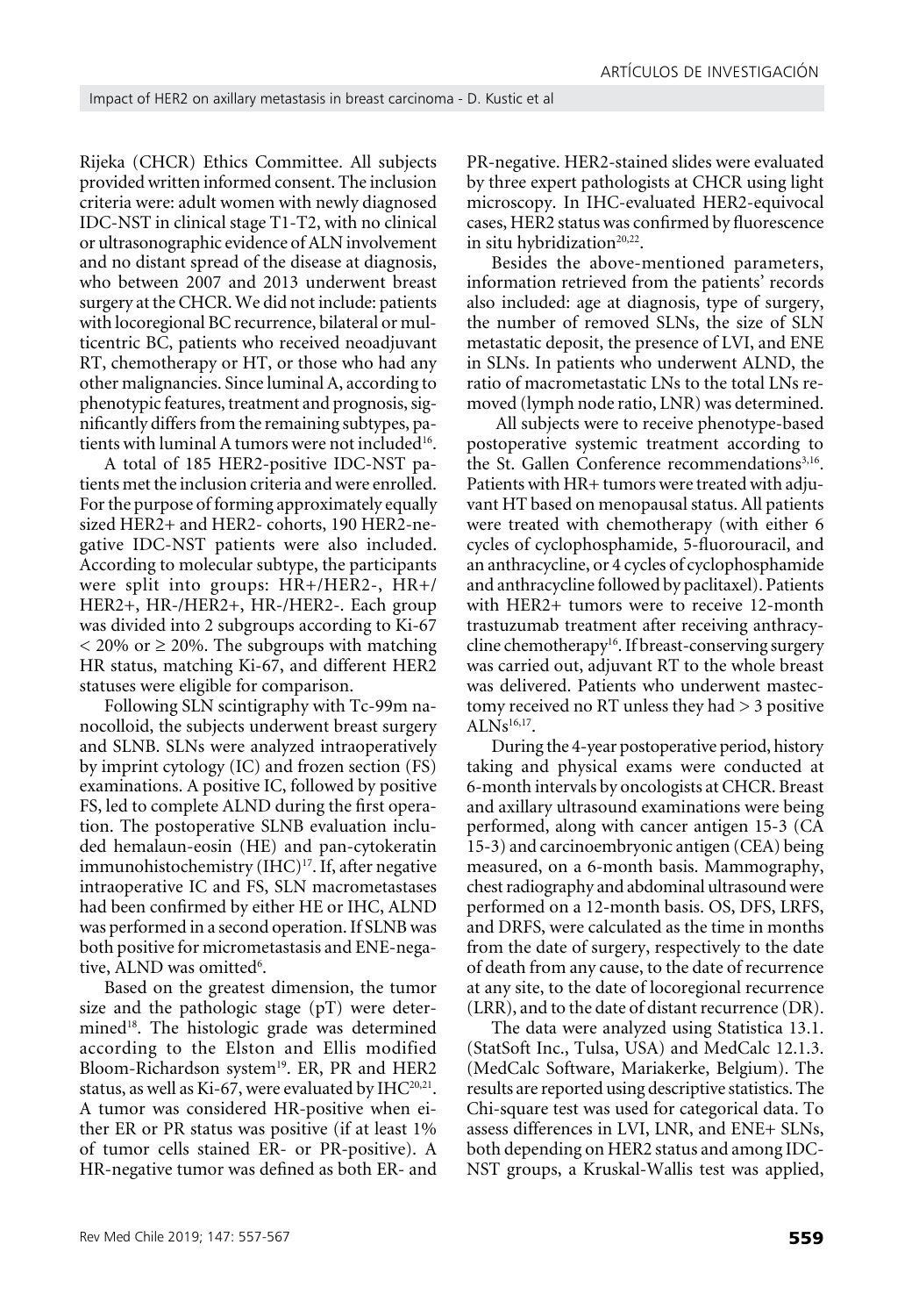Rijeka (CHCR) Ethics Committee. All subjects provided written informed consent. The inclusion criteria were: adult women with newly diagnosed IDC-NST in clinical stage T1-T2, with no clinical or ultrasonographic evidence of ALN involvement and no distant spread of the disease at diagnosis, who between 2007 and 2013 underwent breast surgery at the CHCR. We did not include: patients with locoregional BC recurrence, bilateral or multicentric BC, patients who received neoadjuvant RT, chemotherapy or HT, or those who had any other malignancies. Since luminal A, according to phenotypic features, treatment and prognosis, significantly differs from the remaining subtypes, patients with luminal A tumors were not included[16].

A total of 185 HER2-positive IDC-NST patients met the inclusion criteria and were enrolled. For the purpose of forming approximately equally sized HER2+ and HER2- cohorts, 190 HER2-negative IDC-NST patients were also included. According to molecular subtype, the participants were split into groups: HR+/HER2-, HR+/HER2+, HR-/HER2+, HR-/HER2-. Each group was divided into 2 subgroups according to Ki-67 $< 20\%$ or $\geq 20\%$. The subgroups with matching HR status, matching Ki-67, and different HER2 statuses were eligible for comparison.

Following SLN scintigraphy with Tc-99m nanocolloid, the subjects underwent breast surgery and SLNB. SLNs were analyzed intraoperatively by imprint cytology (IC) and frozen section (FS) examinations. A positive IC, followed by positive FS, led to complete ALND during the first operation. The postoperative SLNB evaluation included hemalaun-eosin (HE) and pan-cytokeratin immunohistochemistry (IHC)[17]. If, after negative intraoperative IC and FS, SLN macrometastases had been confirmed by either HE or IHC, ALND was performed in a second operation. If SLNB was both positive for micrometastasis and ENE-negative, ALND was omitted[6].

Based on the greatest dimension, the tumor size and the pathologic stage (pT) were determined[18]. The histologic grade was determined according to the Elston and Ellis modified Bloom-Richardson system[19]. ER, PR and HER2 status, as well as Ki-67, were evaluated by IHC[20,21]. A tumor was considered HR-positive when either ER or PR status was positive (if at least 1% of tumor cells stained ER- or PR-positive). A HR-negative tumor was defined as both ER- and PR-negative. HER2-stained slides were evaluated by three expert pathologists at CHCR using light microscopy. In IHC-evaluated HER2-equivocal cases, HER2 status was confirmed by fluorescence in situ hybridization[20,22].

Besides the above-mentioned parameters, information retrieved from the patients' records also included: age at diagnosis, type of surgery, the number of removed SLNs, the size of SLN metastatic deposit, the presence of LVI, and ENE in SLNs. In patients who underwent ALND, the ratio of macrometastatic LNs to the total LNs removed (lymph node ratio, LNR) was determined.

All subjects were to receive phenotype-based postoperative systemic treatment according to the St. Gallen Conference recommendations[3,16]. Patients with HR+ tumors were treated with adjuvant HT based on menopausal status. All patients were treated with chemotherapy (with either 6 cycles of cyclophosphamide, 5-fluorouracil, and an anthracycline, or 4 cycles of cyclophosphamide and anthracycline followed by paclitaxel). Patients with HER2+ tumors were to receive 12-month trastuzumab treatment after receiving anthracycline chemotherapy[16]. If breast-conserving surgery was carried out, adjuvant RT to the whole breast was delivered. Patients who underwent mastectomy received no RT unless they had > 3 positive ALNs[16,17].

During the 4-year postoperative period, history taking and physical exams were conducted at 6-month intervals by oncologists at CHCR. Breast and axillary ultrasound examinations were being performed, along with cancer antigen 15-3 (CA 15-3) and carcinoembryonic antigen (CEA) being measured, on a 6-month basis. Mammography, chest radiography and abdominal ultrasound were performed on a 12-month basis. OS, DFS, LRFS, and DRFS, were calculated as the time in months from the date of surgery, respectively to the date of death from any cause, to the date of recurrence at any site, to the date of locoregional recurrence (LRR), and to the date of distant recurrence (DR).

The data were analyzed using Statistica 13.1. (StatSoft Inc., Tulsa, USA) and MedCalc 12.1.3. (MedCalc Software, Mariakerke, Belgium). The results are reported using descriptive statistics. The Chi-square test was used for categorical data. To assess differences in LVI, LNR, and ENE+ SLNs, both depending on HER2 status and among IDC-NST groups, a Kruskal-Wallis test was applied,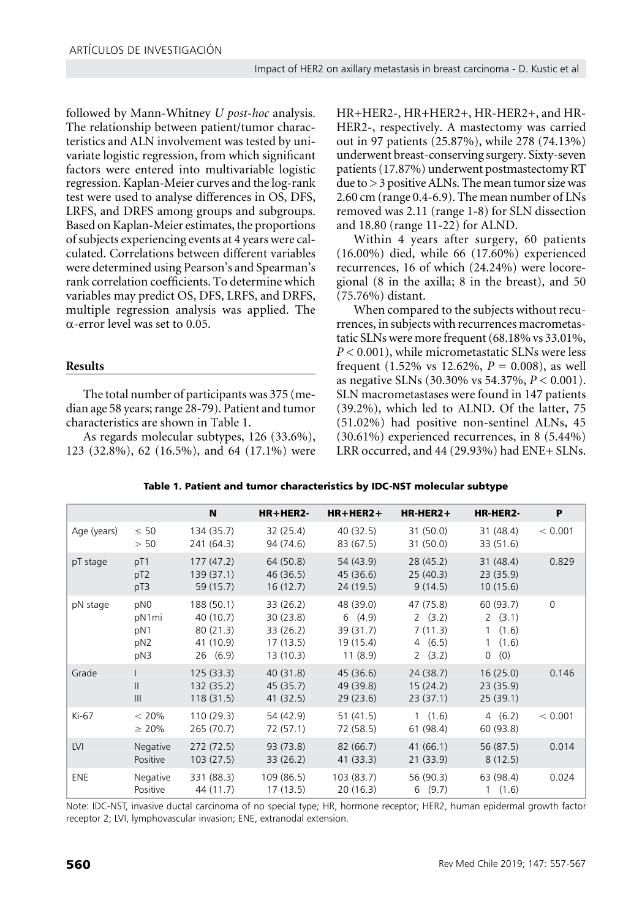followed by Mann-Whitney *U post-hoc* analysis. The relationship between patient/tumor characteristics and ALN involvement was tested by univariate logistic regression, from which significant factors were entered into multivariable logistic regression. Kaplan-Meier curves and the log-rank test were used to analyse differences in OS, DFS, LRFS, and DRFS among groups and subgroups. Based on Kaplan-Meier estimates, the proportions of subjects experiencing events at 4 years were calculated. Correlations between different variables were determined using Pearson's and Spearman's rank correlation coefficients. To determine which variables may predict OS, DFS, LRFS, and DRFS, multiple regression analysis was applied. The $\alpha$-error level was set to 0.05.

## Results

The total number of participants was 375 (median age 58 years; range 28-79). Patient and tumor characteristics are shown in Table 1.

As regards molecular subtypes, 126 (33.6%), 123 (32.8%), 62 (16.5%), and 64 (17.1%) were HR+HER2-, HR+HER2+, HR-HER2+, and HR-HER2-, respectively. A mastectomy was carried out in 97 patients (25.87%), while 278 (74.13%) underwent breast-conserving surgery. Sixty-seven patients (17.87%) underwent postmastectomy RT due to > 3 positive ALNs. The mean tumor size was 2.60 cm (range 0.4-6.9). The mean number of LNs removed was 2.11 (range 1-8) for SLN dissection and 18.80 (range 11-22) for ALND.

Within 4 years after surgery, 60 patients (16.00%) died, while 66 (17.60%) experienced recurrences, 16 of which (24.24%) were locoregional (8 in the axilla; 8 in the breast), and 50 (75.76%) distant.

When compared to the subjects without recurrences, in subjects with recurrences macrometastatic SLNs were more frequent (68.18% vs 33.01%, $P < 0.001$), while micrometastatic SLNs were less frequent (1.52% vs 12.62%, $P = 0.008$), as well as negative SLNs (30.30% vs 54.37%, $P < 0.001$). SLN macrometastases were found in 147 patients (39.2%), which led to ALND. Of the latter, 75 (51.02%) had positive non-sentinel ALNs, 45 (30.61%) experienced recurrences, in 8 (5.44%) LRR occurred, and 44 (29.93%) had ENE+ SLNs.

**Table 1. Patient and tumor characteristics by IDC-NST molecular subtype**

| | | N | HR+HER2- | HR+HER2+ | HR-HER2+ | HR-HER2- | P |
|---|---|---|---|---|---|---|---|
| Age (years) | ≤ 50 | 134 (35.7) | 32 (25.4) | 40 (32.5) | 31 (50.0) | 31 (48.4) | < 0.001 |
| | > 50 | 241 (64.3) | 94 (74.6) | 83 (67.5) | 31 (50.0) | 33 (51.6) | |
| pT stage | pT1 | 177 (47.2) | 64 (50.8) | 54 (43.9) | 28 (45.2) | 31 (48.4) | 0.829 |
| | pT2 | 139 (37.1) | 46 (36.5) | 45 (36.6) | 25 (40.3) | 23 (35.9) | |
| | pT3 | 59 (15.7) | 16 (12.7) | 24 (19.5) | 9 (14.5) | 10 (15.6) | |
| pN stage | pN0 | 188 (50.1) | 33 (26.2) | 48 (39.0) | 47 (75.8) | 60 (93.7) | 0 |
| | pN1mi | 40 (10.7) | 30 (23.8) | 6 (4.9) | 2 (3.2) | 2 (3.1) | |
| | pN1 | 80 (21.3) | 33 (26.2) | 39 (31.7) | 7 (11.3) | 1 (1.6) | |
| | pN2 | 41 (10.9) | 17 (13.5) | 19 (15.4) | 4 (6.5) | 1 (1.6) | |
| | pN3 | 26 (6.9) | 13 (10.3) | 11 (8.9) | 2 (3.2) | 0 (0) | |
| Grade | I | 125 (33.3) | 40 (31.8) | 45 (36.6) | 24 (38.7) | 16 (25.0) | 0.146 |
| | II | 132 (35.2) | 45 (35.7) | 49 (39.8) | 15 (24.2) | 23 (35.9) | |
| | III | 118 (31.5) | 41 (32.5) | 29 (23.6) | 23 (37.1) | 25 (39.1) | |
| Ki-67 | < 20% | 110 (29.3) | 54 (42.9) | 51 (41.5) | 1 (1.6) | 4 (6.2) | < 0.001 |
| | ≥ 20% | 265 (70.7) | 72 (57.1) | 72 (58.5) | 61 (98.4) | 60 (93.8) | |
| LVI | Negative | 272 (72.5) | 93 (73.8) | 82 (66.7) | 41 (66.1) | 56 (87.5) | 0.014 |
| | Positive | 103 (27.5) | 33 (26.2) | 41 (33.3) | 21 (33.9) | 8 (12.5) | |
| ENE | Negative | 331 (88.3) | 109 (86.5) | 103 (83.7) | 56 (90.3) | 63 (98.4) | 0.024 |
| | Positive | 44 (11.7) | 17 (13.5) | 20 (16.3) | 6 (9.7) | 1 (1.6) | |

Note: IDC-NST, invasive ductal carcinoma of no special type; HR, hormone receptor; HER2, human epidermal growth factor receptor 2; LVI, lymphovascular invasion; ENE, extranodal extension.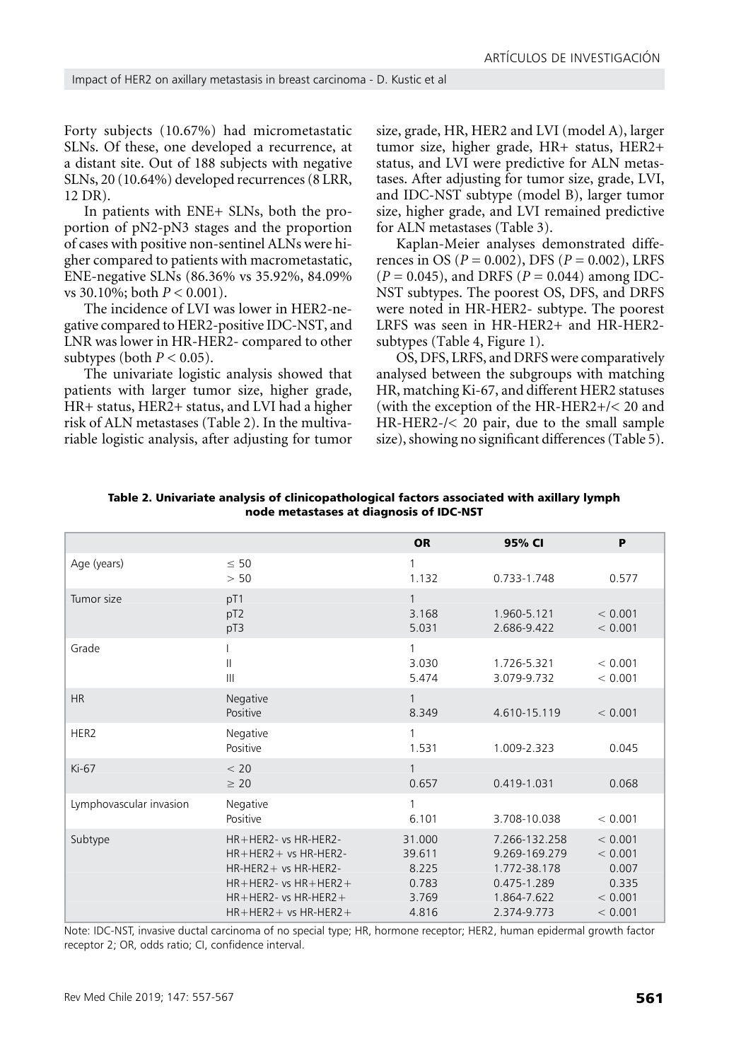Forty subjects (10.67%) had micrometastatic SLNs. Of these, one developed a recurrence, at a distant site. Out of 188 subjects with negative SLNs, 20 (10.64%) developed recurrences (8 LRR, 12 DR).

In patients with ENE+ SLNs, both the proportion of pN2-pN3 stages and the proportion of cases with positive non-sentinel ALNs were higher compared to patients with macrometastatic, ENE-negative SLNs (86.36% vs 35.92%, 84.09% vs 30.10%; both $P < 0.001$).

The incidence of LVI was lower in HER2-negative compared to HER2-positive IDC-NST, and LNR was lower in HR-HER2- compared to other subtypes (both $P < 0.05$).

The univariate logistic analysis showed that patients with larger tumor size, higher grade, HR+ status, HER2+ status, and LVI had a higher risk of ALN metastases (Table 2). In the multivariable logistic analysis, after adjusting for tumor size, grade, HR, HER2 and LVI (model A), larger tumor size, higher grade, HR+ status, HER2+ status, and LVI were predictive for ALN metastases. After adjusting for tumor size, grade, LVI, and IDC-NST subtype (model B), larger tumor size, higher grade, and LVI remained predictive for ALN metastases (Table 3).

Kaplan-Meier analyses demonstrated differences in OS ($P = 0.002$), DFS ($P = 0.002$), LRFS ($P = 0.045$), and DRFS ($P = 0.044$) among IDC-NST subtypes. The poorest OS, DFS, and DRFS were noted in HR-HER2- subtype. The poorest LRFS was seen in HR-HER2+ and HR-HER2- subtypes (Table 4, Figure 1).

OS, DFS, LRFS, and DRFS were comparatively analysed between the subgroups with matching HR, matching Ki-67, and different HER2 statuses (with the exception of the HR-HER2+/< 20 and HR-HER2-/< 20 pair, due to the small sample size), showing no significant differences (Table 5).

**Table 2. Univariate analysis of clinicopathological factors associated with axillary lymph node metastases at diagnosis of IDC-NST**

| | | OR | 95% CI | P |
|---|---|---|---|---|
| Age (years) | ≤ 50 | 1 | | |
| | > 50 | 1.132 | 0.733-1.748 | 0.577 |
| Tumor size | pT1 | 1 | | |
| | pT2 | 3.168 | 1.960-5.121 | < 0.001 |
| | pT3 | 5.031 | 2.686-9.422 | < 0.001 |
| Grade | I | 1 | | |
| | II | 3.030 | 1.726-5.321 | < 0.001 |
| | III | 5.474 | 3.079-9.732 | < 0.001 |
| HR | Negative | 1 | | |
| | Positive | 8.349 | 4.610-15.119 | < 0.001 |
| HER2 | Negative | 1 | | |
| | Positive | 1.531 | 1.009-2.323 | 0.045 |
| Ki-67 | < 20 | 1 | | |
| | ≥ 20 | 0.657 | 0.419-1.031 | 0.068 |
| Lymphovascular invasion | Negative | 1 | | |
| | Positive | 6.101 | 3.708-10.038 | < 0.001 |
| Subtype | HR+HER2- vs HR-HER2- | 31.000 | 7.266-132.258 | < 0.001 |
| | HR+HER2+ vs HR-HER2- | 39.611 | 9.269-169.279 | < 0.001 |
| | HR-HER2+ vs HR-HER2- | 8.225 | 1.772-38.178 | 0.007 |
| | HR+HER2- vs HR+HER2+ | 0.783 | 0.475-1.289 | 0.335 |
| | HR+HER2- vs HR-HER2+ | 3.769 | 1.864-7.622 | < 0.001 |
| | HR+HER2+ vs HR-HER2+ | 4.816 | 2.374-9.773 | < 0.001 |

Note: IDC-NST, invasive ductal carcinoma of no special type; HR, hormone receptor; HER2, human epidermal growth factor receptor 2; OR, odds ratio; CI, confidence interval.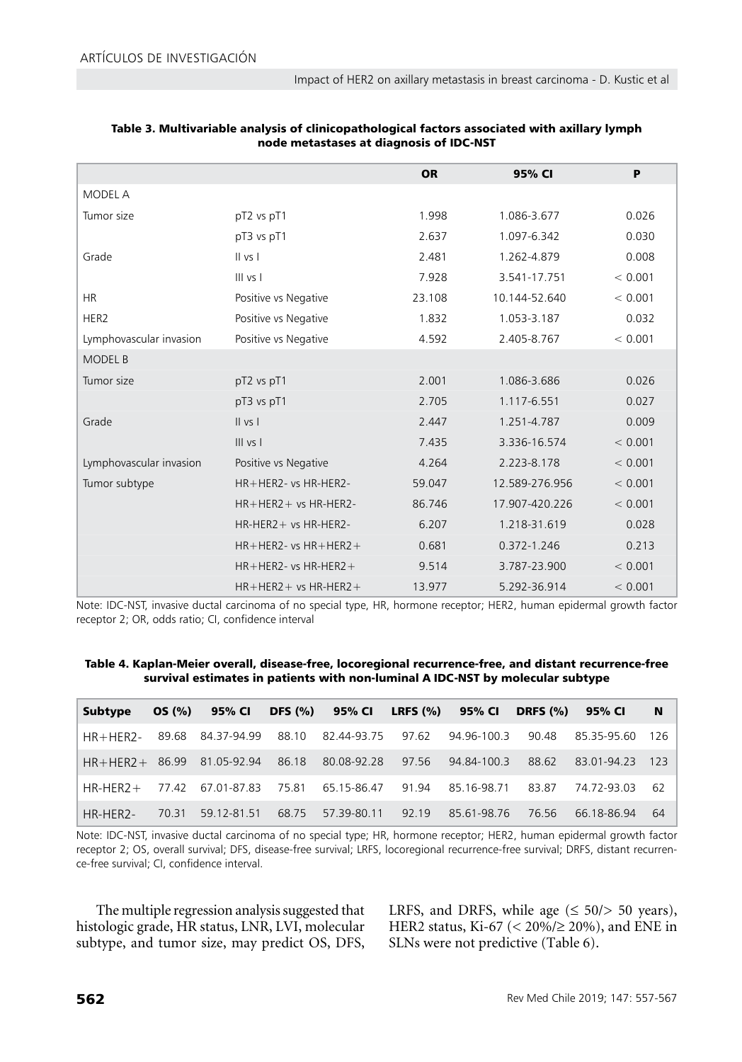**Table 3. Multivariable analysis of clinicopathological factors associated with axillary lymph node metastases at diagnosis of IDC-NST**

| | | OR | 95% CI | P |
|---|---|---|---|---|
| MODEL A | | | | |
| Tumor size | pT2 vs pT1 | 1.998 | 1.086-3.677 | 0.026 |
| | pT3 vs pT1 | 2.637 | 1.097-6.342 | 0.030 |
| Grade | II vs I | 2.481 | 1.262-4.879 | 0.008 |
| | III vs I | 7.928 | 3.541-17.751 | < 0.001 |
| HR | Positive vs Negative | 23.108 | 10.144-52.640 | < 0.001 |
| HER2 | Positive vs Negative | 1.832 | 1.053-3.187 | 0.032 |
| Lymphovascular invasion | Positive vs Negative | 4.592 | 2.405-8.767 | < 0.001 |
| MODEL B | | | | |
| Tumor size | pT2 vs pT1 | 2.001 | 1.086-3.686 | 0.026 |
| | pT3 vs pT1 | 2.705 | 1.117-6.551 | 0.027 |
| Grade | II vs I | 2.447 | 1.251-4.787 | 0.009 |
| | III vs I | 7.435 | 3.336-16.574 | < 0.001 |
| Lymphovascular invasion | Positive vs Negative | 4.264 | 2.223-8.178 | < 0.001 |
| Tumor subtype | HR+HER2- vs HR-HER2- | 59.047 | 12.589-276.956 | < 0.001 |
| | HR+HER2+ vs HR-HER2- | 86.746 | 17.907-420.226 | < 0.001 |
| | HR-HER2+ vs HR-HER2- | 6.207 | 1.218-31.619 | 0.028 |
| | HR+HER2- vs HR+HER2+ | 0.681 | 0.372-1.246 | 0.213 |
| | HR+HER2- vs HR-HER2+ | 9.514 | 3.787-23.900 | < 0.001 |
| | HR+HER2+ vs HR-HER2+ | 13.977 | 5.292-36.914 | < 0.001 |

Note: IDC-NST, invasive ductal carcinoma of no special type, HR, hormone receptor; HER2, human epidermal growth factor receptor 2; OR, odds ratio; CI, confidence interval

**Table 4. Kaplan-Meier overall, disease-free, locoregional recurrence-free, and distant recurrence-free survival estimates in patients with non-luminal A IDC-NST by molecular subtype**

| Subtype | OS (%) | 95% CI | DFS (%) | 95% CI | LRFS (%) | 95% CI | DRFS (%) | 95% CI | N |
|---|---|---|---|---|---|---|---|---|---|
| HR+HER2- | 89.68 | 84.37-94.99 | 88.10 | 82.44-93.75 | 97.62 | 94.96-100.3 | 90.48 | 85.35-95.60 | 126 |
| HR+HER2+ | 86.99 | 81.05-92.94 | 86.18 | 80.08-92.28 | 97.56 | 94.84-100.3 | 88.62 | 83.01-94.23 | 123 |
| HR-HER2+ | 77.42 | 67.01-87.83 | 75.81 | 65.15-86.47 | 91.94 | 85.16-98.71 | 83.87 | 74.72-93.03 | 62 |
| HR-HER2- | 70.31 | 59.12-81.51 | 68.75 | 57.39-80.11 | 92.19 | 85.61-98.76 | 76.56 | 66.18-86.94 | 64 |

Note: IDC-NST, invasive ductal carcinoma of no special type; HR, hormone receptor; HER2, human epidermal growth factor receptor 2; OS, overall survival; DFS, disease-free survival; LRFS, locoregional recurrence-free survival; DRFS, distant recurrence-free survival; CI, confidence interval.

The multiple regression analysis suggested that histologic grade, HR status, LNR, LVI, molecular subtype, and tumor size, may predict OS, DFS, LRFS, and DRFS, while age (≤ 50/> 50 years), HER2 status, Ki-67 (< 20%/≥ 20%), and ENE in SLNs were not predictive (Table 6).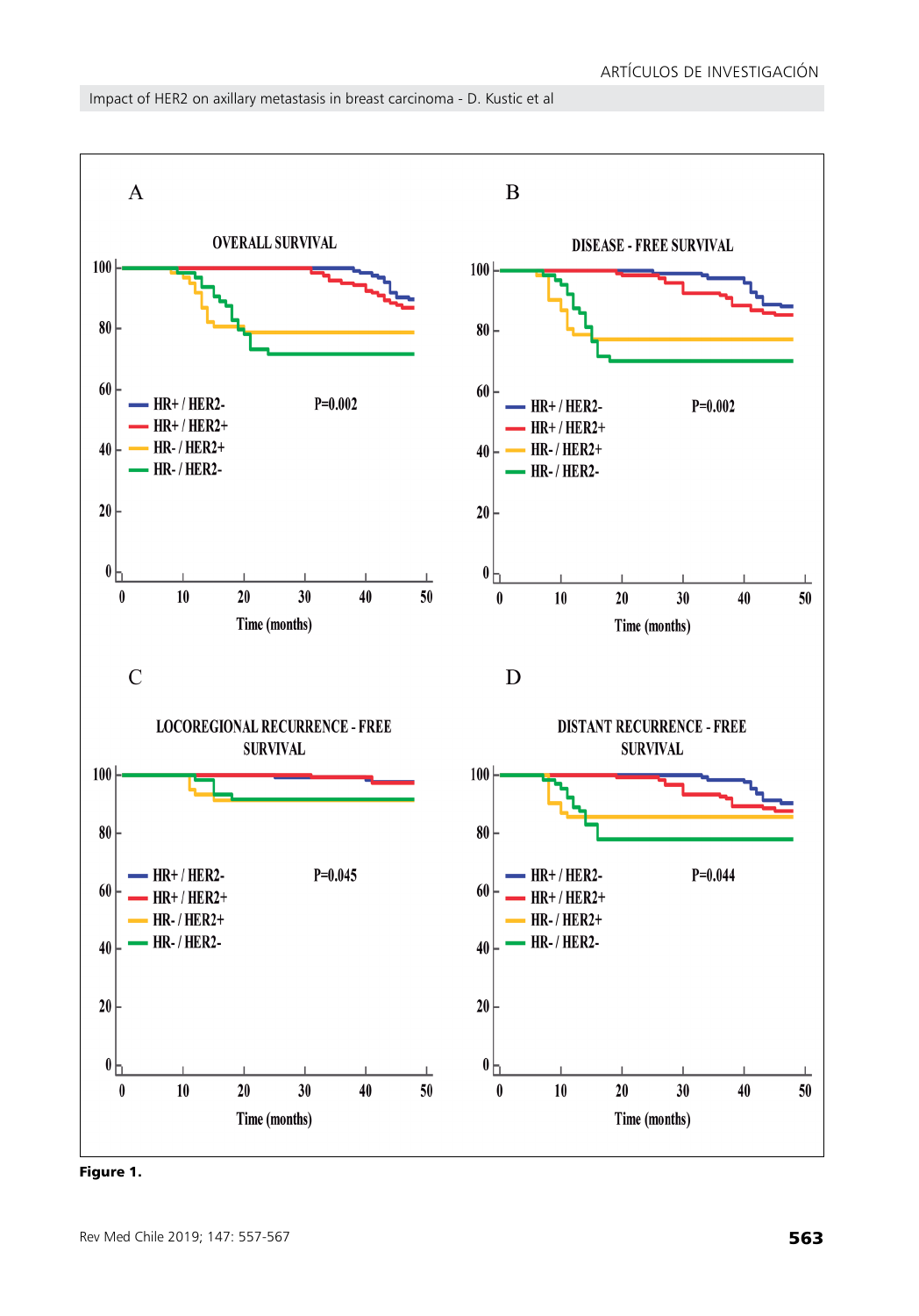A

OVERALL SURVIVAL

P=0.002

B

DISEASE - FREE SURVIVAL

P=0.002

C

LOCOREGIONAL RECURRENCE - FREE SURVIVAL

P=0.045

D

DISTANT RECURRENCE - FREE SURVIVAL

P=0.044

Legend: HR+ / HER2-; HR+ / HER2+; HR- / HER2+; HR- / HER2-

Time (months)

**Figure 1.**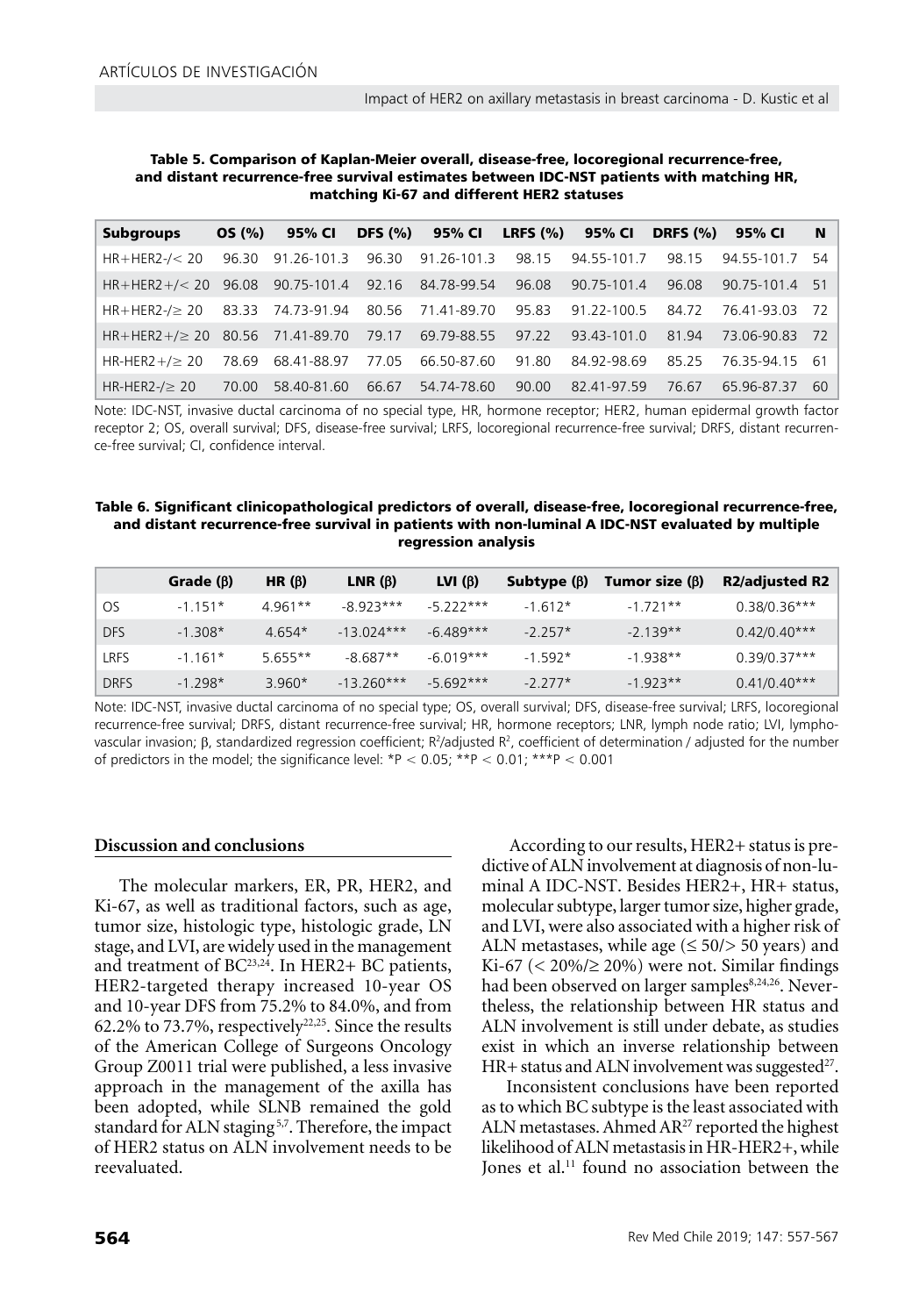**Table 5. Comparison of Kaplan-Meier overall, disease-free, locoregional recurrence-free, and distant recurrence-free survival estimates between IDC-NST patients with matching HR, matching Ki-67 and different HER2 statuses**

| Subgroups | OS (%) | 95% CI | DFS (%) | 95% CI | LRFS (%) | 95% CI | DRFS (%) | 95% CI | N |
|---|---|---|---|---|---|---|---|---|---|
| HR+HER2-/< 20 | 96.30 | 91.26-101.3 | 96.30 | 91.26-101.3 | 98.15 | 94.55-101.7 | 98.15 | 94.55-101.7 | 54 |
| HR+HER2+/< 20 | 96.08 | 90.75-101.4 | 92.16 | 84.78-99.54 | 96.08 | 90.75-101.4 | 96.08 | 90.75-101.4 | 51 |
| HR+HER2-/≥ 20 | 83.33 | 74.73-91.94 | 80.56 | 71.41-89.70 | 95.83 | 91.22-100.5 | 84.72 | 76.41-93.03 | 72 |
| HR+HER2+/≥ 20 | 80.56 | 71.41-89.70 | 79.17 | 69.79-88.55 | 97.22 | 93.43-101.0 | 81.94 | 73.06-90.83 | 72 |
| HR-HER2+/≥ 20 | 78.69 | 68.41-88.97 | 77.05 | 66.50-87.60 | 91.80 | 84.92-98.69 | 85.25 | 76.35-94.15 | 61 |
| HR-HER2-/≥ 20 | 70.00 | 58.40-81.60 | 66.67 | 54.74-78.60 | 90.00 | 82.41-97.59 | 76.67 | 65.96-87.37 | 60 |

Note: IDC-NST, invasive ductal carcinoma of no special type, HR, hormone receptor; HER2, human epidermal growth factor receptor 2; OS, overall survival; DFS, disease-free survival; LRFS, locoregional recurrence-free survival; DRFS, distant recurrence-free survival; CI, confidence interval.

**Table 6. Significant clinicopathological predictors of overall, disease-free, locoregional recurrence-free, and distant recurrence-free survival in patients with non-luminal A IDC-NST evaluated by multiple regression analysis**

| | Grade (β) | HR (β) | LNR (β) | LVI (β) | Subtype (β) | Tumor size (β) | R2/adjusted R2 |
|---|---|---|---|---|---|---|---|
| OS | -1.151* | 4.961** | -8.923*** | -5.222*** | -1.612* | -1.721** | 0.38/0.36*** |
| DFS | -1.308* | 4.654* | -13.024*** | -6.489*** | -2.257* | -2.139** | 0.42/0.40*** |
| LRFS | -1.161* | 5.655** | -8.687** | -6.019*** | -1.592* | -1.938** | 0.39/0.37*** |
| DRFS | -1.298* | 3.960* | -13.260*** | -5.692*** | -2.277* | -1.923** | 0.41/0.40*** |

Note: IDC-NST, invasive ductal carcinoma of no special type; OS, overall survival; DFS, disease-free survival; LRFS, locoregional recurrence-free survival; DRFS, distant recurrence-free survival; HR, hormone receptors; LNR, lymph node ratio; LVI, lymphovascular invasion; β, standardized regression coefficient; $R^2$/adjusted $R^2$, coefficient of determination / adjusted for the number of predictors in the model; the significance level: *$P < 0.05$; **$P < 0.01$; ***$P < 0.001$

## Discussion and conclusions

The molecular markers, ER, PR, HER2, and Ki-67, as well as traditional factors, such as age, tumor size, histologic type, histologic grade, LN stage, and LVI, are widely used in the management and treatment of BC[23,24]. In HER2+ BC patients, HER2-targeted therapy increased 10-year OS and 10-year DFS from 75.2% to 84.0%, and from 62.2% to 73.7%, respectively[22,25]. Since the results of the American College of Surgeons Oncology Group Z0011 trial were published, a less invasive approach in the management of the axilla has been adopted, while SLNB remained the gold standard for ALN staging[5,7]. Therefore, the impact of HER2 status on ALN involvement needs to be reevaluated.

According to our results, HER2+ status is predictive of ALN involvement at diagnosis of non-luminal A IDC-NST. Besides HER2+, HR+ status, molecular subtype, larger tumor size, higher grade, and LVI, were also associated with a higher risk of ALN metastases, while age (≤ 50/> 50 years) and Ki-67 (< 20%/≥ 20%) were not. Similar findings had been observed on larger samples[8,24,26]. Nevertheless, the relationship between HR status and ALN involvement is still under debate, as studies exist in which an inverse relationship between HR+ status and ALN involvement was suggested[27].

Inconsistent conclusions have been reported as to which BC subtype is the least associated with ALN metastases. Ahmed AR[27] reported the highest likelihood of ALN metastasis in HR-HER2+, while Jones et al.[11] found no association between the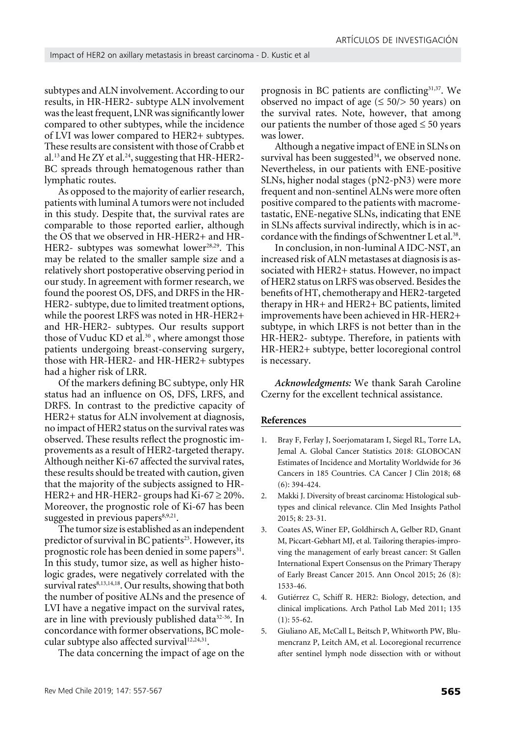subtypes and ALN involvement. According to our results, in HR-HER2- subtype ALN involvement was the least frequent, LNR was significantly lower compared to other subtypes, while the incidence of LVI was lower compared to HER2+ subtypes. These results are consistent with those of Crabb et al.[13] and He ZY et al.[24], suggesting that HR-HER2- BC spreads through hematogenous rather than lymphatic routes.

As opposed to the majority of earlier research, patients with luminal A tumors were not included in this study. Despite that, the survival rates are comparable to those reported earlier, although the OS that we observed in HR-HER2+ and HR-HER2- subtypes was somewhat lower[28,29]. This may be related to the smaller sample size and a relatively short postoperative observing period in our study. In agreement with former research, we found the poorest OS, DFS, and DRFS in the HR-HER2- subtype, due to limited treatment options, while the poorest LRFS was noted in HR-HER2+ and HR-HER2- subtypes. Our results support those of Vuduc KD et al.[30], where amongst those patients undergoing breast-conserving surgery, those with HR-HER2- and HR-HER2+ subtypes had a higher risk of LRR.

Of the markers defining BC subtype, only HR status had an influence on OS, DFS, LRFS, and DRFS. In contrast to the predictive capacity of HER2+ status for ALN involvement at diagnosis, no impact of HER2 status on the survival rates was observed. These results reflect the prognostic improvements as a result of HER2-targeted therapy. Although neither Ki-67 affected the survival rates, these results should be treated with caution, given that the majority of the subjects assigned to HR-HER2+ and HR-HER2- groups had Ki-67 $\geq$ 20%. Moreover, the prognostic role of Ki-67 has been suggested in previous papers[8,9,21].

The tumor size is established as an independent predictor of survival in BC patients[23]. However, its prognostic role has been denied in some papers[31]. In this study, tumor size, as well as higher histologic grades, were negatively correlated with the survival rates[8,13,14,18]. Our results, showing that both the number of positive ALNs and the presence of LVI have a negative impact on the survival rates, are in line with previously published data[32-36]. In concordance with former observations, BC molecular subtype also affected survival[12,24,31].

The data concerning the impact of age on the prognosis in BC patients are conflicting[31,37]. We observed no impact of age ($\leq$ 50/> 50 years) on the survival rates. Note, however, that among our patients the number of those aged $\leq$ 50 years was lower.

Although a negative impact of ENE in SLNs on survival has been suggested[34], we observed none. Nevertheless, in our patients with ENE-positive SLNs, higher nodal stages (pN2-pN3) were more frequent and non-sentinel ALNs were more often positive compared to the patients with macrometastatic, ENE-negative SLNs, indicating that ENE in SLNs affects survival indirectly, which is in accordance with the findings of Schwentner L et al.[38].

In conclusion, in non-luminal A IDC-NST, an increased risk of ALN metastases at diagnosis is associated with HER2+ status. However, no impact of HER2 status on LRFS was observed. Besides the benefits of HT, chemotherapy and HER2-targeted therapy in HR+ and HER2+ BC patients, limited improvements have been achieved in HR-HER2+ subtype, in which LRFS is not better than in the HR-HER2- subtype. Therefore, in patients with HR-HER2+ subtype, better locoregional control is necessary.

***Acknowledgments:*** We thank Sarah Caroline Czerny for the excellent technical assistance.

## References

1. Bray F, Ferlay J, Soerjomataram I, Siegel RL, Torre LA, Jemal A. Global Cancer Statistics 2018: GLOBOCAN Estimates of Incidence and Mortality Worldwide for 36 Cancers in 185 Countries. CA Cancer J Clin 2018; 68 (6): 394-424.
2. Makki J. Diversity of breast carcinoma: Histological subtypes and clinical relevance. Clin Med Insights Pathol 2015; 8: 23-31.
3. Coates AS, Winer EP, Goldhirsch A, Gelber RD, Gnant M, Piccart-Gebhart MJ, et al. Tailoring therapies-improving the management of early breast cancer: St Gallen International Expert Consensus on the Primary Therapy of Early Breast Cancer 2015. Ann Oncol 2015; 26 (8): 1533-46.
4. Gutiérrez C, Schiff R. HER2: Biology, detection, and clinical implications. Arch Pathol Lab Med 2011; 135 (1): 55-62.
5. Giuliano AE, McCall L, Beitsch P, Whitworth PW, Blumencranz P, Leitch AM, et al. Locoregional recurrence after sentinel lymph node dissection with or without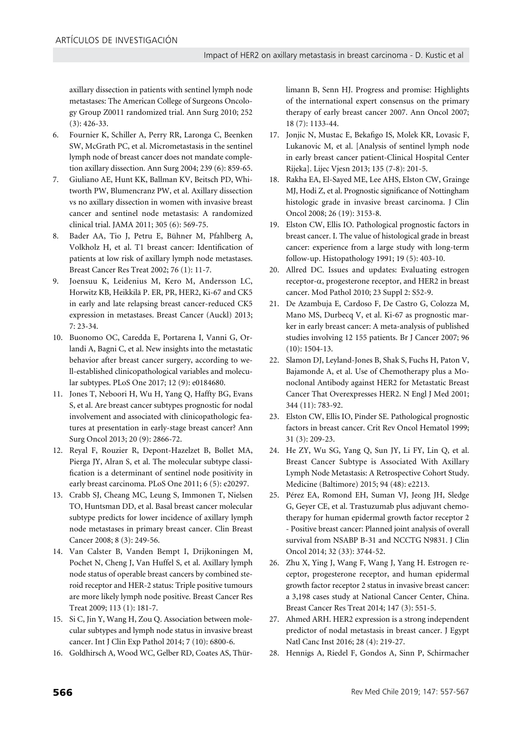axillary dissection in patients with sentinel lymph node metastases: The American College of Surgeons Oncology Group Z0011 randomized trial. Ann Surg 2010; 252 (3): 426-33.

6. Fournier K, Schiller A, Perry RR, Laronga C, Beenken SW, McGrath PC, et al. Micrometastasis in the sentinel lymph node of breast cancer does not mandate completion axillary dissection. Ann Surg 2004; 239 (6): 859-65.
7. Giuliano AE, Hunt KK, Ballman KV, Beitsch PD, Whitworth PW, Blumencranz PW, et al. Axillary dissection vs no axillary dissection in women with invasive breast cancer and sentinel node metastasis: A randomized clinical trial. JAMA 2011; 305 (6): 569-75.
8. Bader AA, Tio J, Petru E, Bühner M, Pfahlberg A, Volkholz H, et al. T1 breast cancer: Identification of patients at low risk of axillary lymph node metastases. Breast Cancer Res Treat 2002; 76 (1): 11-7.
9. Joensuu K, Leidenius M, Kero M, Andersson LC, Horwitz KB, Heikkilä P. ER, PR, HER2, Ki-67 and CK5 in early and late relapsing breast cancer-reduced CK5 expression in metastases. Breast Cancer (Auckl) 2013; 7: 23-34.
10. Buonomo OC, Caredda E, Portarena I, Vanni G, Orlandi A, Bagni C, et al. New insights into the metastatic behavior after breast cancer surgery, according to well-established clinicopathological variables and molecular subtypes. PLoS One 2017; 12 (9): e0184680.
11. Jones T, Neboori H, Wu H, Yang Q, Haffty BG, Evans S, et al. Are breast cancer subtypes prognostic for nodal involvement and associated with clinicopathologic features at presentation in early-stage breast cancer? Ann Surg Oncol 2013; 20 (9): 2866-72.
12. Reyal F, Rouzier R, Depont-Hazelzet B, Bollet MA, Pierga JY, Alran S, et al. The molecular subtype classification is a determinant of sentinel node positivity in early breast carcinoma. PLoS One 2011; 6 (5): e20297.
13. Crabb SJ, Cheang MC, Leung S, Immonen T, Nielsen TO, Huntsman DD, et al. Basal breast cancer molecular subtype predicts for lower incidence of axillary lymph node metastases in primary breast cancer. Clin Breast Cancer 2008; 8 (3): 249-56.
14. Van Calster B, Vanden Bempt I, Drijkoningen M, Pochet N, Cheng J, Van Huffel S, et al. Axillary lymph node status of operable breast cancers by combined steroid receptor and HER-2 status: Triple positive tumours are more likely lymph node positive. Breast Cancer Res Treat 2009; 113 (1): 181-7.
15. Si C, Jin Y, Wang H, Zou Q. Association between molecular subtypes and lymph node status in invasive breast cancer. Int J Clin Exp Pathol 2014; 7 (10): 6800-6.
16. Goldhirsch A, Wood WC, Gelber RD, Coates AS, Thürlimann B, Senn HJ. Progress and promise: Highlights of the international expert consensus on the primary therapy of early breast cancer 2007. Ann Oncol 2007; 18 (7): 1133-44.
17. Jonjic N, Mustac E, Bekafigo IS, Molek KR, Lovasic F, Lukanovic M, et al. [Analysis of sentinel lymph node in early breast cancer patient-Clinical Hospital Center Rijeka]. Lijec Vjesn 2013; 135 (7-8): 201-5.
18. Rakha EA, El-Sayed ME, Lee AHS, Elston CW, Grainge MJ, Hodi Z, et al. Prognostic significance of Nottingham histologic grade in invasive breast carcinoma. J Clin Oncol 2008; 26 (19): 3153-8.
19. Elston CW, Ellis IO. Pathological prognostic factors in breast cancer. I. The value of histological grade in breast cancer: experience from a large study with long-term follow-up. Histopathology 1991; 19 (5): 403-10.
20. Allred DC. Issues and updates: Evaluating estrogen receptor-α, progesterone receptor, and HER2 in breast cancer. Mod Pathol 2010; 23 Suppl 2: S52-9.
21. De Azambuja E, Cardoso F, De Castro G, Colozza M, Mano MS, Durbecq V, et al. Ki-67 as prognostic marker in early breast cancer: A meta-analysis of published studies involving 12 155 patients. Br J Cancer 2007; 96 (10): 1504-13.
22. Slamon DJ, Leyland-Jones B, Shak S, Fuchs H, Paton V, Bajamonde A, et al. Use of Chemotherapy plus a Monoclonal Antibody against HER2 for Metastatic Breast Cancer That Overexpresses HER2. N Engl J Med 2001; 344 (11): 783-92.
23. Elston CW, Ellis IO, Pinder SE. Pathological prognostic factors in breast cancer. Crit Rev Oncol Hematol 1999; 31 (3): 209-23.
24. He ZY, Wu SG, Yang Q, Sun JY, Li FY, Lin Q, et al. Breast Cancer Subtype is Associated With Axillary Lymph Node Metastasis: A Retrospective Cohort Study. Medicine (Baltimore) 2015; 94 (48): e2213.
25. Pérez EA, Romond EH, Suman VJ, Jeong JH, Sledge G, Geyer CE, et al. Trastuzumab plus adjuvant chemotherapy for human epidermal growth factor receptor 2 - Positive breast cancer: Planned joint analysis of overall survival from NSABP B-31 and NCCTG N9831. J Clin Oncol 2014; 32 (33): 3744-52.
26. Zhu X, Ying J, Wang F, Wang J, Yang H. Estrogen receptor, progesterone receptor, and human epidermal growth factor receptor 2 status in invasive breast cancer: a 3,198 cases study at National Cancer Center, China. Breast Cancer Res Treat 2014; 147 (3): 551-5.
27. Ahmed ARH. HER2 expression is a strong independent predictor of nodal metastasis in breast cancer. J Egypt Natl Canc Inst 2016; 28 (4): 219-27.
28. Hennigs A, Riedel F, Gondos A, Sinn P, Schirmacher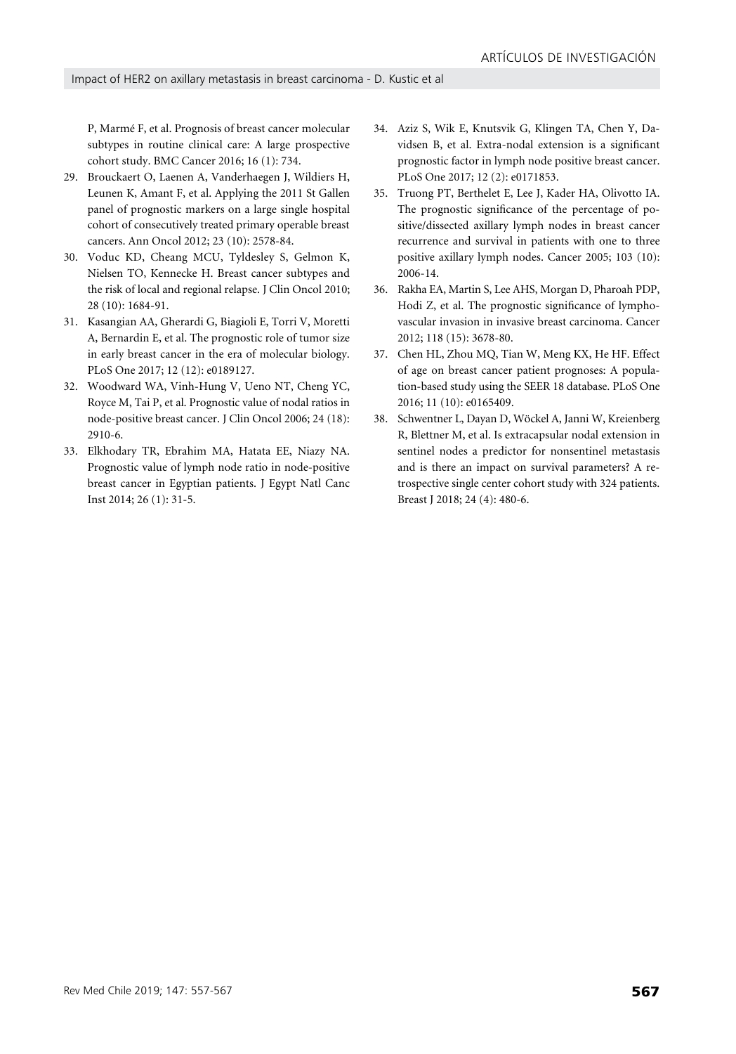P, Marmé F, et al. Prognosis of breast cancer molecular subtypes in routine clinical care: A large prospective cohort study. BMC Cancer 2016; 16 (1): 734.

29. Brouckaert O, Laenen A, Vanderhaegen J, Wildiers H, Leunen K, Amant F, et al. Applying the 2011 St Gallen panel of prognostic markers on a large single hospital cohort of consecutively treated primary operable breast cancers. Ann Oncol 2012; 23 (10): 2578-84.
30. Voduc KD, Cheang MCU, Tyldesley S, Gelmon K, Nielsen TO, Kennecke H. Breast cancer subtypes and the risk of local and regional relapse. J Clin Oncol 2010; 28 (10): 1684-91.
31. Kasangian AA, Gherardi G, Biagioli E, Torri V, Moretti A, Bernardin E, et al. The prognostic role of tumor size in early breast cancer in the era of molecular biology. PLoS One 2017; 12 (12): e0189127.
32. Woodward WA, Vinh-Hung V, Ueno NT, Cheng YC, Royce M, Tai P, et al. Prognostic value of nodal ratios in node-positive breast cancer. J Clin Oncol 2006; 24 (18): 2910-6.
33. Elkhodary TR, Ebrahim MA, Hatata EE, Niazy NA. Prognostic value of lymph node ratio in node-positive breast cancer in Egyptian patients. J Egypt Natl Canc Inst 2014; 26 (1): 31-5.
34. Aziz S, Wik E, Knutsvik G, Klingen TA, Chen Y, Davidsen B, et al. Extra-nodal extension is a significant prognostic factor in lymph node positive breast cancer. PLoS One 2017; 12 (2): e0171853.
35. Truong PT, Berthelet E, Lee J, Kader HA, Olivotto IA. The prognostic significance of the percentage of positive/dissected axillary lymph nodes in breast cancer recurrence and survival in patients with one to three positive axillary lymph nodes. Cancer 2005; 103 (10): 2006-14.
36. Rakha EA, Martin S, Lee AHS, Morgan D, Pharoah PDP, Hodi Z, et al. The prognostic significance of lymphovascular invasion in invasive breast carcinoma. Cancer 2012; 118 (15): 3678-80.
37. Chen HL, Zhou MQ, Tian W, Meng KX, He HF. Effect of age on breast cancer patient prognoses: A population-based study using the SEER 18 database. PLoS One 2016; 11 (10): e0165409.
38. Schwentner L, Dayan D, Wöckel A, Janni W, Kreienberg R, Blettner M, et al. Is extracapsular nodal extension in sentinel nodes a predictor for nonsentinel metastasis and is there an impact on survival parameters? A retrospective single center cohort study with 324 patients. Breast J 2018; 24 (4): 480-6.